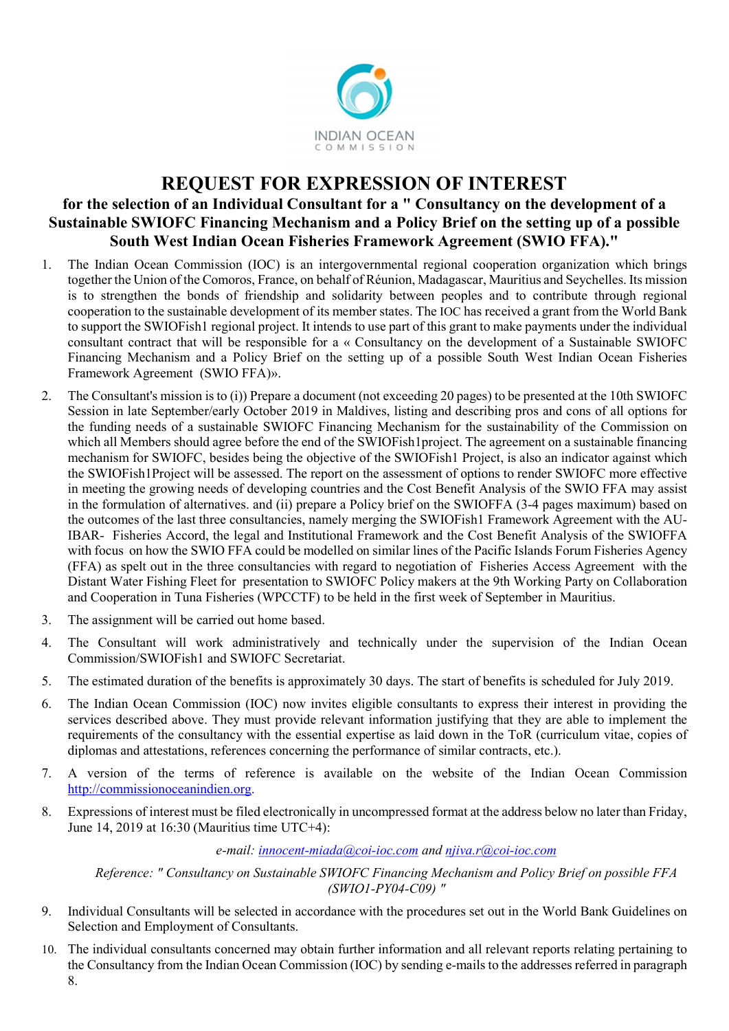INDIAN OCEAN COMMISSION

# REQUEST FOR EXPRESSION OF INTEREST

## for the selection of an Individual Consultant for a " Consultancy on the development of a Sustainable SWIOFC Financing Mechanism and a Policy Brief on the setting up of a possible South West Indian Ocean Fisheries Framework Agreement (SWIO FFA)."

1. The Indian Ocean Commission (IOC) is an intergovernmental regional cooperation organization which brings together the Union of the Comoros, France, on behalf of Réunion, Madagascar, Mauritius and Seychelles. Its mission is to strengthen the bonds of friendship and solidarity between peoples and to contribute through regional cooperation to the sustainable development of its member states. The IOC has received a grant from the World Bank to support the SWIOFish1 regional project. It intends to use part of this grant to make payments under the individual consultant contract that will be responsible for a « Consultancy on the development of a Sustainable SWIOFC Financing Mechanism and a Policy Brief on the setting up of a possible South West Indian Ocean Fisheries Framework Agreement (SWIO FFA)».

2. The Consultant's mission is to (i)) Prepare a document (not exceeding 20 pages) to be presented at the 10th SWIOFC Session in late September/early October 2019 in Maldives, listing and describing pros and cons of all options for the funding needs of a sustainable SWIOFC Financing Mechanism for the sustainability of the Commission on which all Members should agree before the end of the SWIOFish1project. The agreement on a sustainable financing mechanism for SWIOFC, besides being the objective of the SWIOFish1 Project, is also an indicator against which the SWIOFish1Project will be assessed. The report on the assessment of options to render SWIOFC more effective in meeting the growing needs of developing countries and the Cost Benefit Analysis of the SWIO FFA may assist in the formulation of alternatives. and (ii) prepare a Policy brief on the SWIOFFA (3-4 pages maximum) based on the outcomes of the last three consultancies, namely merging the SWIOFish1 Framework Agreement with the AU-IBAR- Fisheries Accord, the legal and Institutional Framework and the Cost Benefit Analysis of the SWIOFFA with focus on how the SWIO FFA could be modelled on similar lines of the Pacific Islands Forum Fisheries Agency (FFA) as spelt out in the three consultancies with regard to negotiation of Fisheries Access Agreement with the Distant Water Fishing Fleet for presentation to SWIOFC Policy makers at the 9th Working Party on Collaboration and Cooperation in Tuna Fisheries (WPCCTF) to be held in the first week of September in Mauritius.

3. The assignment will be carried out home based.

4. The Consultant will work administratively and technically under the supervision of the Indian Ocean Commission/SWIOFish1 and SWIOFC Secretariat.

5. The estimated duration of the benefits is approximately 30 days. The start of benefits is scheduled for July 2019.

6. The Indian Ocean Commission (IOC) now invites eligible consultants to express their interest in providing the services described above. They must provide relevant information justifying that they are able to implement the requirements of the consultancy with the essential expertise as laid down in the ToR (curriculum vitae, copies of diplomas and attestations, references concerning the performance of similar contracts, etc.).

7. A version of the terms of reference is available on the website of the Indian Ocean Commission http://commissionoceanindien.org.

8. Expressions of interest must be filed electronically in uncompressed format at the address below no later than Friday, June 14, 2019 at 16:30 (Mauritius time UTC+4):

   *e-mail: innocent-miada@coi-ioc.com and njiva.r@coi-ioc.com*

   *Reference: " Consultancy on Sustainable SWIOFC Financing Mechanism and Policy Brief on possible FFA (SWIO1-PY04-C09) "*

9. Individual Consultants will be selected in accordance with the procedures set out in the World Bank Guidelines on Selection and Employment of Consultants.

10. The individual consultants concerned may obtain further information and all relevant reports relating pertaining to the Consultancy from the Indian Ocean Commission (IOC) by sending e-mails to the addresses referred in paragraph 8.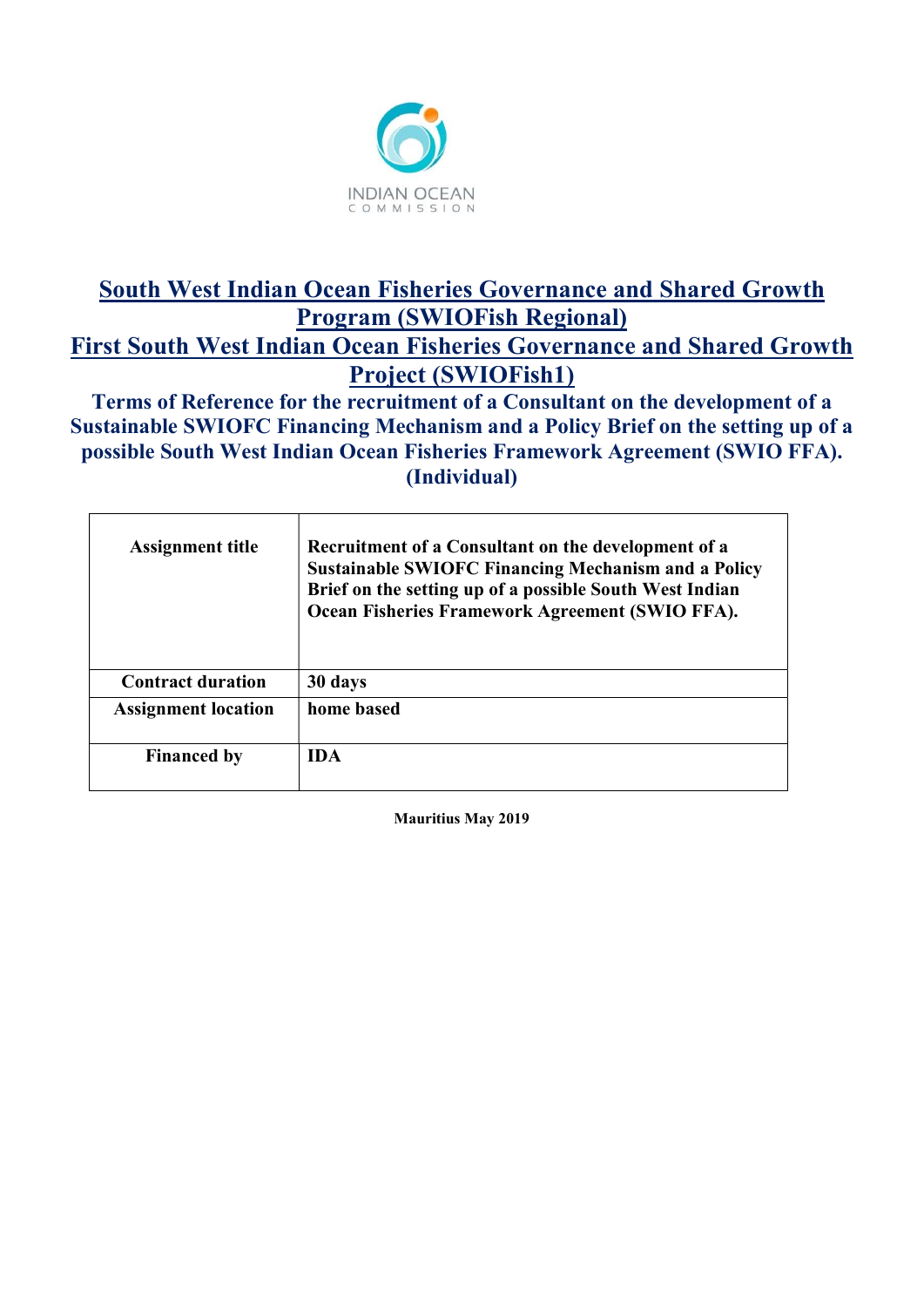INDIAN OCEAN
COMMISSION

# South West Indian Ocean Fisheries Governance and Shared Growth Program (SWIOFish Regional)

# First South West Indian Ocean Fisheries Governance and Shared Growth Project (SWIOFish1)

## Terms of Reference for the recruitment of a Consultant on the development of a Sustainable SWIOFC Financing Mechanism and a Policy Brief on the setting up of a possible South West Indian Ocean Fisheries Framework Agreement (SWIO FFA). (Individual)

| | |
|---|---|
| **Assignment title** | **Recruitment of a Consultant on the development of a Sustainable SWIOFC Financing Mechanism and a Policy Brief on the setting up of a possible South West Indian Ocean Fisheries Framework Agreement (SWIO FFA).** |
| **Contract duration** | **30 days** |
| **Assignment location** | **home based** |
| **Financed by** | **IDA** |

**Mauritius May 2019**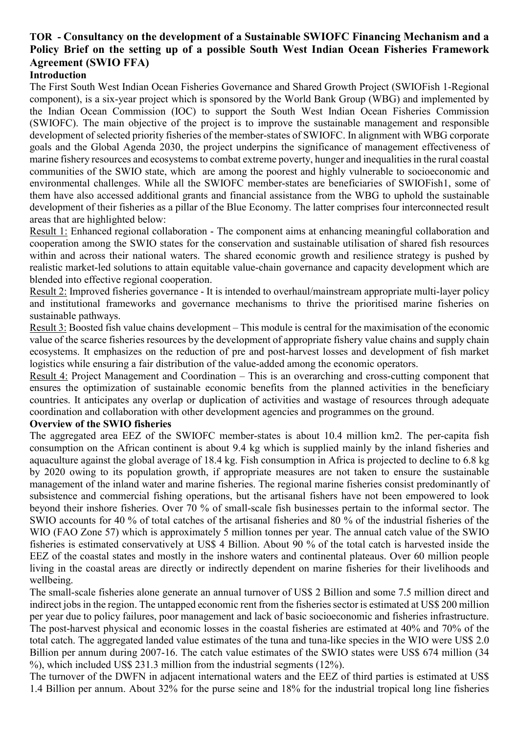# TOR - Consultancy on the development of a Sustainable SWIOFC Financing Mechanism and a Policy Brief on the setting up of a possible South West Indian Ocean Fisheries Framework Agreement (SWIO FFA)

## Introduction

The First South West Indian Ocean Fisheries Governance and Shared Growth Project (SWIOFish 1-Regional component), is a six-year project which is sponsored by the World Bank Group (WBG) and implemented by the Indian Ocean Commission (IOC) to support the South West Indian Ocean Fisheries Commission (SWIOFC). The main objective of the project is to improve the sustainable management and responsible development of selected priority fisheries of the member-states of SWIOFC. In alignment with WBG corporate goals and the Global Agenda 2030, the project underpins the significance of management effectiveness of marine fishery resources and ecosystems to combat extreme poverty, hunger and inequalities in the rural coastal communities of the SWIO state, which are among the poorest and highly vulnerable to socioeconomic and environmental challenges. While all the SWIOFC member-states are beneficiaries of SWIOFish1, some of them have also accessed additional grants and financial assistance from the WBG to uphold the sustainable development of their fisheries as a pillar of the Blue Economy. The latter comprises four interconnected result areas that are highlighted below:

Result 1: Enhanced regional collaboration - The component aims at enhancing meaningful collaboration and cooperation among the SWIO states for the conservation and sustainable utilisation of shared fish resources within and across their national waters. The shared economic growth and resilience strategy is pushed by realistic market-led solutions to attain equitable value-chain governance and capacity development which are blended into effective regional cooperation.

Result 2: Improved fisheries governance - It is intended to overhaul/mainstream appropriate multi-layer policy and institutional frameworks and governance mechanisms to thrive the prioritised marine fisheries on sustainable pathways.

Result 3: Boosted fish value chains development – This module is central for the maximisation of the economic value of the scarce fisheries resources by the development of appropriate fishery value chains and supply chain ecosystems. It emphasizes on the reduction of pre and post-harvest losses and development of fish market logistics while ensuring a fair distribution of the value-added among the economic operators.

Result 4: Project Management and Coordination – This is an overarching and cross-cutting component that ensures the optimization of sustainable economic benefits from the planned activities in the beneficiary countries. It anticipates any overlap or duplication of activities and wastage of resources through adequate coordination and collaboration with other development agencies and programmes on the ground.

## Overview of the SWIO fisheries

The aggregated area EEZ of the SWIOFC member-states is about 10.4 million km2. The per-capita fish consumption on the African continent is about 9.4 kg which is supplied mainly by the inland fisheries and aquaculture against the global average of 18.4 kg. Fish consumption in Africa is projected to decline to 6.8 kg by 2020 owing to its population growth, if appropriate measures are not taken to ensure the sustainable management of the inland water and marine fisheries. The regional marine fisheries consist predominantly of subsistence and commercial fishing operations, but the artisanal fishers have not been empowered to look beyond their inshore fisheries. Over 70 % of small-scale fish businesses pertain to the informal sector. The SWIO accounts for 40 % of total catches of the artisanal fisheries and 80 % of the industrial fisheries of the WIO (FAO Zone 57) which is approximately 5 million tonnes per year. The annual catch value of the SWIO fisheries is estimated conservatively at US$ 4 Billion. About 90 % of the total catch is harvested inside the EEZ of the coastal states and mostly in the inshore waters and continental plateaus. Over 60 million people living in the coastal areas are directly or indirectly dependent on marine fisheries for their livelihoods and wellbeing.

The small-scale fisheries alone generate an annual turnover of US$ 2 Billion and some 7.5 million direct and indirect jobs in the region. The untapped economic rent from the fisheries sector is estimated at US$ 200 million per year due to policy failures, poor management and lack of basic socioeconomic and fisheries infrastructure. The post-harvest physical and economic losses in the coastal fisheries are estimated at 40% and 70% of the total catch. The aggregated landed value estimates of the tuna and tuna-like species in the WIO were US$ 2.0 Billion per annum during 2007-16. The catch value estimates of the SWIO states were US$ 674 million (34 %), which included US$ 231.3 million from the industrial segments (12%).

The turnover of the DWFN in adjacent international waters and the EEZ of third parties is estimated at US$ 1.4 Billion per annum. About 32% for the purse seine and 18% for the industrial tropical long line fisheries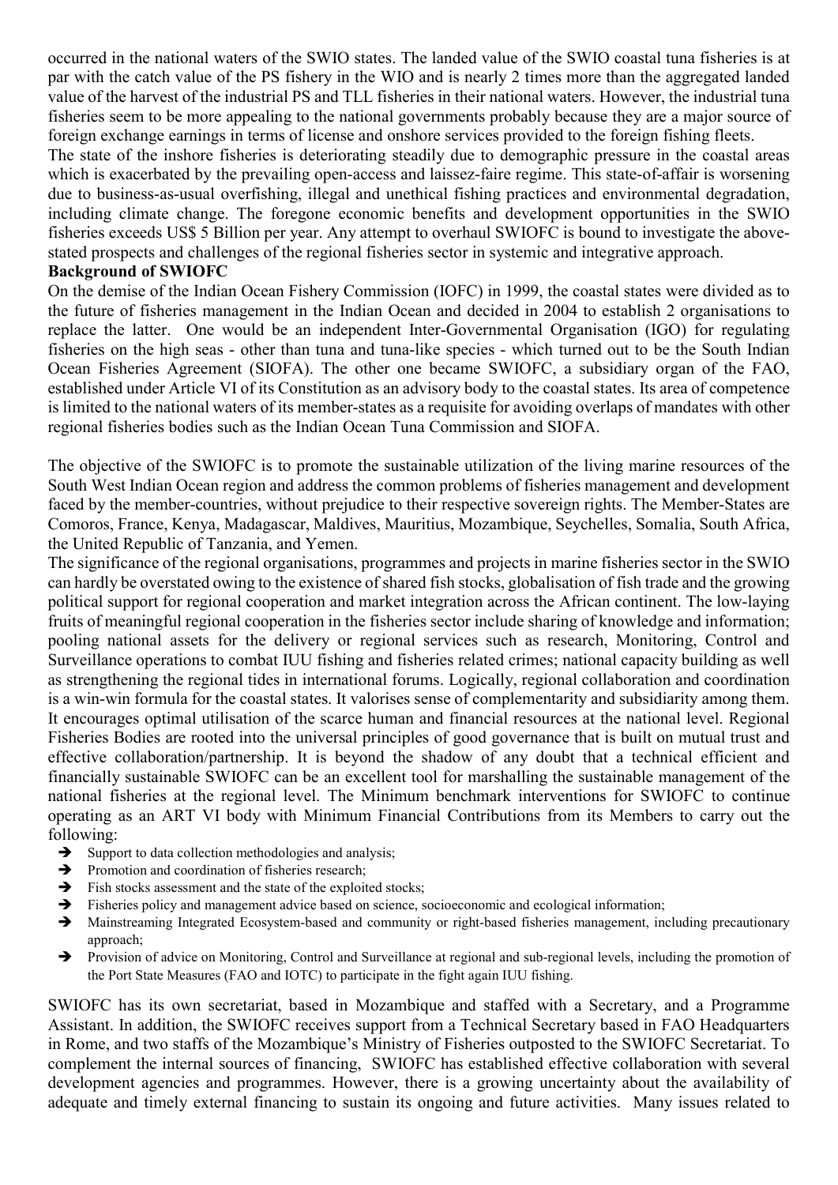occurred in the national waters of the SWIO states. The landed value of the SWIO coastal tuna fisheries is at par with the catch value of the PS fishery in the WIO and is nearly 2 times more than the aggregated landed value of the harvest of the industrial PS and TLL fisheries in their national waters. However, the industrial tuna fisheries seem to be more appealing to the national governments probably because they are a major source of foreign exchange earnings in terms of license and onshore services provided to the foreign fishing fleets.

The state of the inshore fisheries is deteriorating steadily due to demographic pressure in the coastal areas which is exacerbated by the prevailing open-access and laissez-faire regime. This state-of-affair is worsening due to business-as-usual overfishing, illegal and unethical fishing practices and environmental degradation, including climate change. The foregone economic benefits and development opportunities in the SWIO fisheries exceeds US$ 5 Billion per year. Any attempt to overhaul SWIOFC is bound to investigate the above-stated prospects and challenges of the regional fisheries sector in systemic and integrative approach.

**Background of SWIOFC**

On the demise of the Indian Ocean Fishery Commission (IOFC) in 1999, the coastal states were divided as to the future of fisheries management in the Indian Ocean and decided in 2004 to establish 2 organisations to replace the latter. One would be an independent Inter-Governmental Organisation (IGO) for regulating fisheries on the high seas - other than tuna and tuna-like species - which turned out to be the South Indian Ocean Fisheries Agreement (SIOFA). The other one became SWIOFC, a subsidiary organ of the FAO, established under Article VI of its Constitution as an advisory body to the coastal states. Its area of competence is limited to the national waters of its member-states as a requisite for avoiding overlaps of mandates with other regional fisheries bodies such as the Indian Ocean Tuna Commission and SIOFA.

The objective of the SWIOFC is to promote the sustainable utilization of the living marine resources of the South West Indian Ocean region and address the common problems of fisheries management and development faced by the member-countries, without prejudice to their respective sovereign rights. The Member-States are Comoros, France, Kenya, Madagascar, Maldives, Mauritius, Mozambique, Seychelles, Somalia, South Africa, the United Republic of Tanzania, and Yemen.

The significance of the regional organisations, programmes and projects in marine fisheries sector in the SWIO can hardly be overstated owing to the existence of shared fish stocks, globalisation of fish trade and the growing political support for regional cooperation and market integration across the African continent. The low-laying fruits of meaningful regional cooperation in the fisheries sector include sharing of knowledge and information; pooling national assets for the delivery or regional services such as research, Monitoring, Control and Surveillance operations to combat IUU fishing and fisheries related crimes; national capacity building as well as strengthening the regional tides in international forums. Logically, regional collaboration and coordination is a win-win formula for the coastal states. It valorises sense of complementarity and subsidiarity among them. It encourages optimal utilisation of the scarce human and financial resources at the national level. Regional Fisheries Bodies are rooted into the universal principles of good governance that is built on mutual trust and effective collaboration/partnership. It is beyond the shadow of any doubt that a technical efficient and financially sustainable SWIOFC can be an excellent tool for marshalling the sustainable management of the national fisheries at the regional level. The Minimum benchmark interventions for SWIOFC to continue operating as an ART VI body with Minimum Financial Contributions from its Members to carry out the following:

- Support to data collection methodologies and analysis;
- Promotion and coordination of fisheries research;
- Fish stocks assessment and the state of the exploited stocks;
- Fisheries policy and management advice based on science, socioeconomic and ecological information;
- Mainstreaming Integrated Ecosystem-based and community or right-based fisheries management, including precautionary approach;
- Provision of advice on Monitoring, Control and Surveillance at regional and sub-regional levels, including the promotion of the Port State Measures (FAO and IOTC) to participate in the fight again IUU fishing.

SWIOFC has its own secretariat, based in Mozambique and staffed with a Secretary, and a Programme Assistant. In addition, the SWIOFC receives support from a Technical Secretary based in FAO Headquarters in Rome, and two staffs of the Mozambique's Ministry of Fisheries outposted to the SWIOFC Secretariat. To complement the internal sources of financing, SWIOFC has established effective collaboration with several development agencies and programmes. However, there is a growing uncertainty about the availability of adequate and timely external financing to sustain its ongoing and future activities. Many issues related to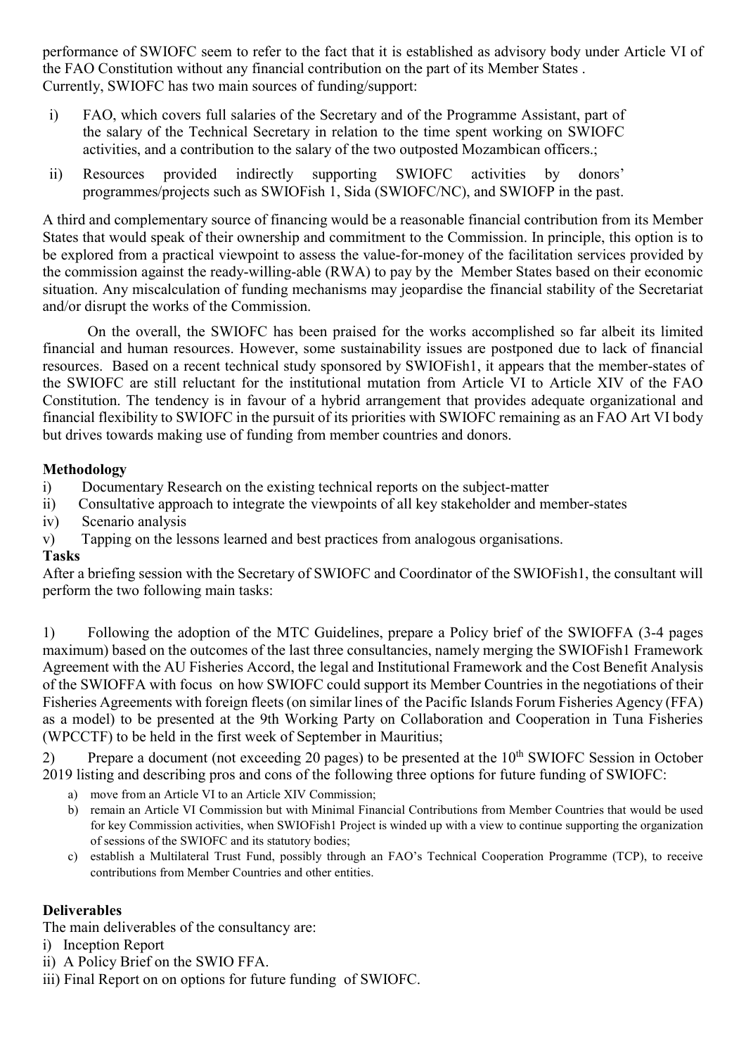performance of SWIOFC seem to refer to the fact that it is established as advisory body under Article VI of the FAO Constitution without any financial contribution on the part of its Member States .
Currently, SWIOFC has two main sources of funding/support:

i) FAO, which covers full salaries of the Secretary and of the Programme Assistant, part of the salary of the Technical Secretary in relation to the time spent working on SWIOFC activities, and a contribution to the salary of the two outposted Mozambican officers.;
ii) Resources provided indirectly supporting SWIOFC activities by donors' programmes/projects such as SWIOFish 1, Sida (SWIOFC/NC), and SWIOFP in the past.

A third and complementary source of financing would be a reasonable financial contribution from its Member States that would speak of their ownership and commitment to the Commission. In principle, this option is to be explored from a practical viewpoint to assess the value-for-money of the facilitation services provided by the commission against the ready-willing-able (RWA) to pay by the Member States based on their economic situation. Any miscalculation of funding mechanisms may jeopardise the financial stability of the Secretariat and/or disrupt the works of the Commission.

On the overall, the SWIOFC has been praised for the works accomplished so far albeit its limited financial and human resources. However, some sustainability issues are postponed due to lack of financial resources. Based on a recent technical study sponsored by SWIOFish1, it appears that the member-states of the SWIOFC are still reluctant for the institutional mutation from Article VI to Article XIV of the FAO Constitution. The tendency is in favour of a hybrid arrangement that provides adequate organizational and financial flexibility to SWIOFC in the pursuit of its priorities with SWIOFC remaining as an FAO Art VI body but drives towards making use of funding from member countries and donors.

**Methodology**

i) Documentary Research on the existing technical reports on the subject-matter
ii) Consultative approach to integrate the viewpoints of all key stakeholder and member-states
iv) Scenario analysis
v) Tapping on the lessons learned and best practices from analogous organisations.

**Tasks**

After a briefing session with the Secretary of SWIOFC and Coordinator of the SWIOFish1, the consultant will perform the two following main tasks:

1) Following the adoption of the MTC Guidelines, prepare a Policy brief of the SWIOFFA (3-4 pages maximum) based on the outcomes of the last three consultancies, namely merging the SWIOFish1 Framework Agreement with the AU Fisheries Accord, the legal and Institutional Framework and the Cost Benefit Analysis of the SWIOFFA with focus on how SWIOFC could support its Member Countries in the negotiations of their Fisheries Agreements with foreign fleets (on similar lines of the Pacific Islands Forum Fisheries Agency (FFA) as a model) to be presented at the 9th Working Party on Collaboration and Cooperation in Tuna Fisheries (WPCCTF) to be held in the first week of September in Mauritius;

2) Prepare a document (not exceeding 20 pages) to be presented at the 10th SWIOFC Session in October 2019 listing and describing pros and cons of the following three options for future funding of SWIOFC:

a) move from an Article VI to an Article XIV Commission;
b) remain an Article VI Commission but with Minimal Financial Contributions from Member Countries that would be used for key Commission activities, when SWIOFish1 Project is winded up with a view to continue supporting the organization of sessions of the SWIOFC and its statutory bodies;
c) establish a Multilateral Trust Fund, possibly through an FAO's Technical Cooperation Programme (TCP), to receive contributions from Member Countries and other entities.

**Deliverables**

The main deliverables of the consultancy are:

i) Inception Report
ii) A Policy Brief on the SWIO FFA.
iii) Final Report on on options for future funding of SWIOFC.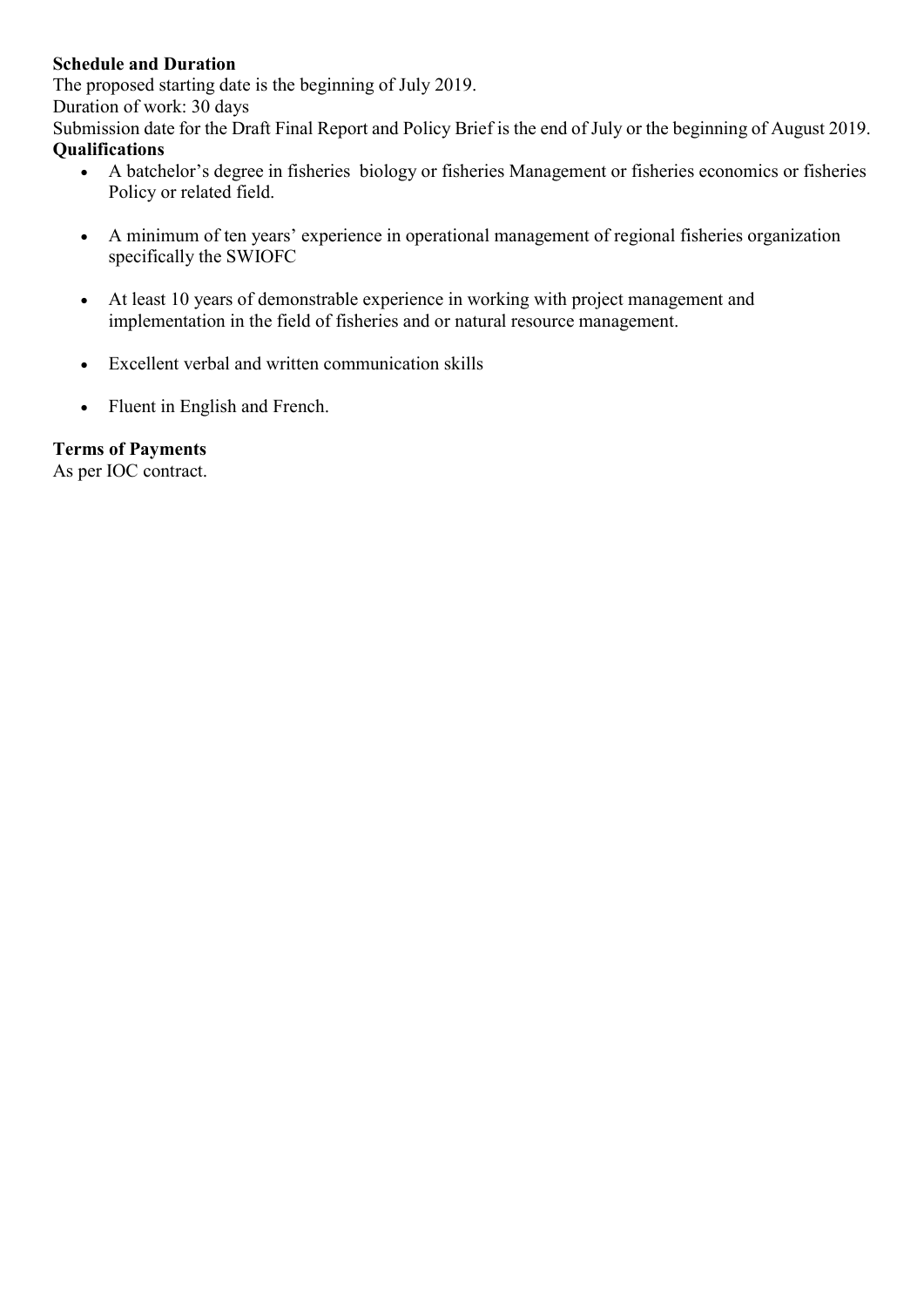**Schedule and Duration**

The proposed starting date is the beginning of July 2019.

Duration of work: 30 days

Submission date for the Draft Final Report and Policy Brief is the end of July or the beginning of August 2019.

**Qualifications**

- A batchelor's degree in fisheries biology or fisheries Management or fisheries economics or fisheries Policy or related field.
- A minimum of ten years' experience in operational management of regional fisheries organization specifically the SWIOFC
- At least 10 years of demonstrable experience in working with project management and implementation in the field of fisheries and or natural resource management.
- Excellent verbal and written communication skills
- Fluent in English and French.

**Terms of Payments**

As per IOC contract.